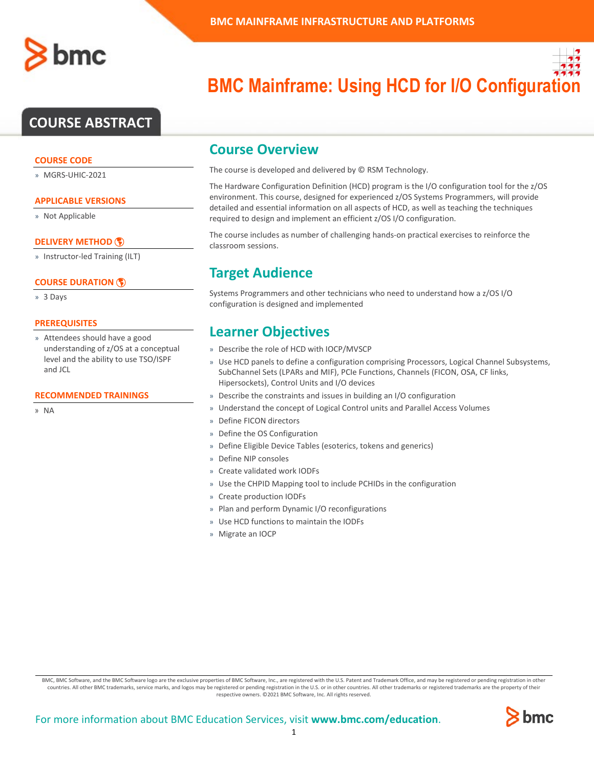# BMC Mainframe: Using HCD for I/O Configuration

## COURSE ABSTRACT

### COURSE CODE

» MGRS-UHIC-2021

### APPLICABLE VERSIONS

» Not Applicable

### DELIVERY METHOD

» Instructor-led Training (ILT)

### COURSE DURATION

» 3 Days

### PREREQUISITES

» Attendees should have a good understanding of z/OS at a conceptual level and the ability to use TSO/ISPF and JCL

### RECOMMENDED TRAININGS

» NA

## Course Overview

The course is developed and delivered by © RSM Technology.

The Hardware Configuration Definition (HCD) program is the I/O configuration tool for the z/OS environment. This course, designed for experienced z/OS Systems Programmers, will provide detailed and essential information on all aspects of HCD, as well as teaching the techniques required to design and implement an efficient z/OS I/O configuration.

The course includes as number of challenging hands-on practical exercises to reinforce the classroom sessions.

## Target Audience

Systems Programmers and other technicians who need to understand how a z/OS I/O configuration is designed and implemented

## Learner Objectives

» Describe the role of HCD with IOCP/MVSCP
» Use HCD panels to define a configuration comprising Processors, Logical Channel Subsystems, SubChannel Sets (LPARs and MIF), PCIe Functions, Channels (FICON, OSA, CF links, Hipersockets), Control Units and I/O devices
» Describe the constraints and issues in building an I/O configuration
» Understand the concept of Logical Control units and Parallel Access Volumes
» Define FICON directors
» Define the OS Configuration
» Define Eligible Device Tables (esoterics, tokens and generics)
» Define NIP consoles
» Create validated work IODFs
» Use the CHPID Mapping tool to include PCHIDs in the configuration
» Create production IODFs
» Plan and perform Dynamic I/O reconfigurations
» Use HCD functions to maintain the IODFs
» Migrate an IOCP

BMC, BMC Software, and the BMC Software logo are the exclusive properties of BMC Software, Inc., are registered with the U.S. Patent and Trademark Office, and may be registered or pending registration in other countries. All other BMC trademarks, service marks, and logos may be registered or pending registration in the U.S. or in other countries. All other trademarks or registered trademarks are the property of their respective owners. ©2021 BMC Software, Inc. All rights reserved.

For more information about BMC Education Services, visit **www.bmc.com/education**.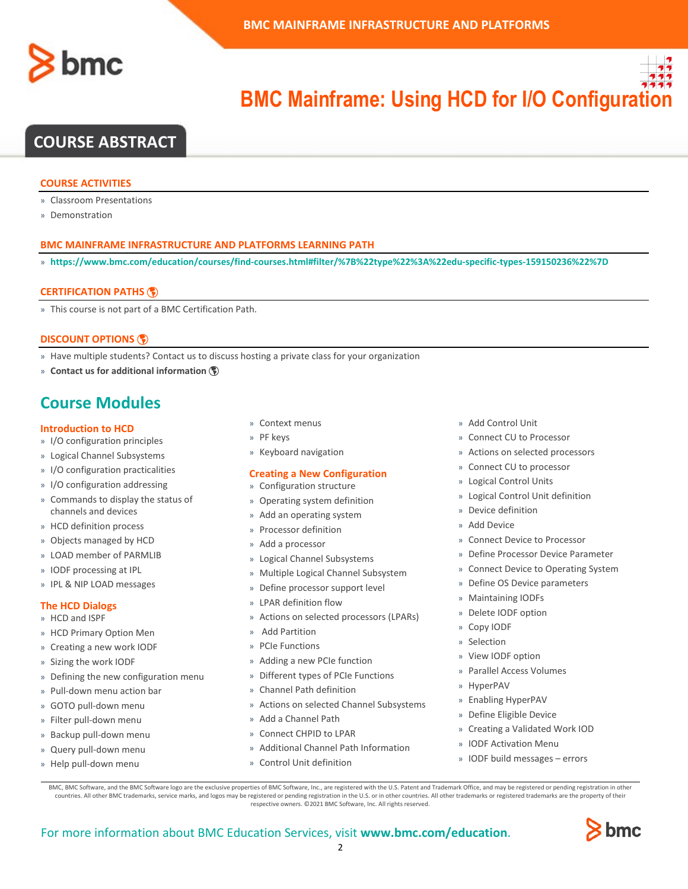# BMC Mainframe: Using HCD for I/O Configuration

## COURSE ABSTRACT

### COURSE ACTIVITIES

- Classroom Presentations
- Demonstration

### BMC MAINFRAME INFRASTRUCTURE AND PLATFORMS LEARNING PATH

- **https://www.bmc.com/education/courses/find-courses.html#filter/%7B%22type%22%3A%22edu-specific-types-159150236%22%7D**

### CERTIFICATION PATHS

- This course is not part of a BMC Certification Path.

### DISCOUNT OPTIONS

- Have multiple students? Contact us to discuss hosting a private class for your organization
- **Contact us for additional information**

## Course Modules

### Introduction to HCD

- I/O configuration principles
- Logical Channel Subsystems
- I/O configuration practicalities
- I/O configuration addressing
- Commands to display the status of channels and devices
- HCD definition process
- Objects managed by HCD
- LOAD member of PARMLIB
- IODF processing at IPL
- IPL & NIP LOAD messages

### The HCD Dialogs

- HCD and ISPF
- HCD Primary Option Men
- Creating a new work IODF
- Sizing the work IODF
- Defining the new configuration menu
- Pull-down menu action bar
- GOTO pull-down menu
- Filter pull-down menu
- Backup pull-down menu
- Query pull-down menu
- Help pull-down menu
- Context menus
- PF keys
- Keyboard navigation

### Creating a New Configuration

- Configuration structure
- Operating system definition
- Add an operating system
- Processor definition
- Add a processor
- Logical Channel Subsystems
- Multiple Logical Channel Subsystem
- Define processor support level
- LPAR definition flow
- Actions on selected processors (LPARs)
- Add Partition
- PCIe Functions
- Adding a new PCIe function
- Different types of PCIe Functions
- Channel Path definition
- Actions on selected Channel Subsystems
- Add a Channel Path
- Connect CHPID to LPAR
- Additional Channel Path Information
- Control Unit definition
- Add Control Unit
- Connect CU to Processor
- Actions on selected processors
- Connect CU to processor
- Logical Control Units
- Logical Control Unit definition
- Device definition
- Add Device
- Connect Device to Processor
- Define Processor Device Parameter
- Connect Device to Operating System
- Define OS Device parameters
- Maintaining IODFs
- Delete IODF option
- Copy IODF
- Selection
- View IODF option
- Parallel Access Volumes
- HyperPAV
- Enabling HyperPAV
- Define Eligible Device
- Creating a Validated Work IOD
- IODF Activation Menu
- IODF build messages – errors

BMC, BMC Software, and the BMC Software logo are the exclusive properties of BMC Software, Inc., are registered with the U.S. Patent and Trademark Office, and may be registered or pending registration in other countries. All other BMC trademarks, service marks, and logos may be registered or pending registration in the U.S. or in other countries. All other trademarks or registered trademarks are the property of their respective owners. ©2021 BMC Software, Inc. All rights reserved.

For more information about BMC Education Services, visit **www.bmc.com/education**.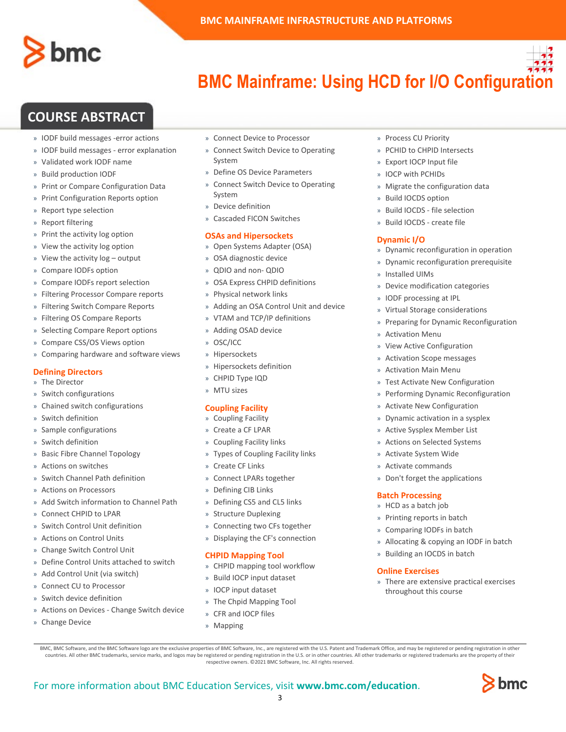# BMC Mainframe: Using HCD for I/O Configuration

## COURSE ABSTRACT

- IODF build messages -error actions
- IODF build messages - error explanation
- Validated work IODF name
- Build production IODF
- Print or Compare Configuration Data
- Print Configuration Reports option
- Report type selection
- Report filtering
- Print the activity log option
- View the activity log option
- View the activity log – output
- Compare IODFs option
- Compare IODFs report selection
- Filtering Processor Compare reports
- Filtering Switch Compare Reports
- Filtering OS Compare Reports
- Selecting Compare Report options
- Compare CSS/OS Views option
- Comparing hardware and software views

### Defining Directors

- The Director
- Switch configurations
- Chained switch configurations
- Switch definition
- Sample configurations
- Switch definition
- Basic Fibre Channel Topology
- Actions on switches
- Switch Channel Path definition
- Actions on Processors
- Add Switch information to Channel Path
- Connect CHPID to LPAR
- Switch Control Unit definition
- Actions on Control Units
- Change Switch Control Unit
- Define Control Units attached to switch
- Add Control Unit (via switch)
- Connect CU to Processor
- Switch device definition
- Actions on Devices - Change Switch device
- Change Device
- Connect Device to Processor
- Connect Switch Device to Operating System
- Define OS Device Parameters
- Connect Switch Device to Operating System
- Device definition
- Cascaded FICON Switches

### OSAs and Hipersockets

- Open Systems Adapter (OSA)
- OSA diagnostic device
- QDIO and non- QDIO
- OSA Express CHPID definitions
- Physical network links
- Adding an OSA Control Unit and device
- VTAM and TCP/IP definitions
- Adding OSAD device
- OSC/ICC
- Hipersockets
- Hipersockets definition
- CHPID Type IQD
- MTU sizes

### Coupling Facility

- Coupling Facility
- Create a CF LPAR
- Coupling Facility links
- Types of Coupling Facility links
- Create CF Links
- Connect LPARs together
- Defining CIB Links
- Defining CS5 and CL5 links
- Structure Duplexing
- Connecting two CFs together
- Displaying the CF's connection

### CHPID Mapping Tool

- CHPID mapping tool workflow
- Build IOCP input dataset
- IOCP input dataset
- The Chpid Mapping Tool
- CFR and IOCP files
- Mapping
- Process CU Priority
- PCHID to CHPID Intersects
- Export IOCP Input file
- IOCP with PCHIDs
- Migrate the configuration data
- Build IOCDS option
- Build IOCDS - file selection
- Build IOCDS - create file

### Dynamic I/O

- Dynamic reconfiguration in operation
- Dynamic reconfiguration prerequisite
- Installed UIMs
- Device modification categories
- IODF processing at IPL
- Virtual Storage considerations
- Preparing for Dynamic Reconfiguration
- Activation Menu
- View Active Configuration
- Activation Scope messages
- Activation Main Menu
- Test Activate New Configuration
- Performing Dynamic Reconfiguration
- Activate New Configuration
- Dynamic activation in a sysplex
- Active Sysplex Member List
- Actions on Selected Systems
- Activate System Wide
- Activate commands
- Don't forget the applications

### Batch Processing

- HCD as a batch job
- Printing reports in batch
- Comparing IODFs in batch
- Allocating & copying an IODF in batch
- Building an IOCDS in batch

### Online Exercises

- There are extensive practical exercises throughout this course

BMC, BMC Software, and the BMC Software logo are the exclusive properties of BMC Software, Inc., are registered with the U.S. Patent and Trademark Office, and may be registered or pending registration in other countries. All other BMC trademarks, service marks, and logos may be registered or pending registration in the U.S. or in other countries. All other trademarks or registered trademarks are the property of their respective owners. ©2021 BMC Software, Inc. All rights reserved.

For more information about BMC Education Services, visit **www.bmc.com/education**.